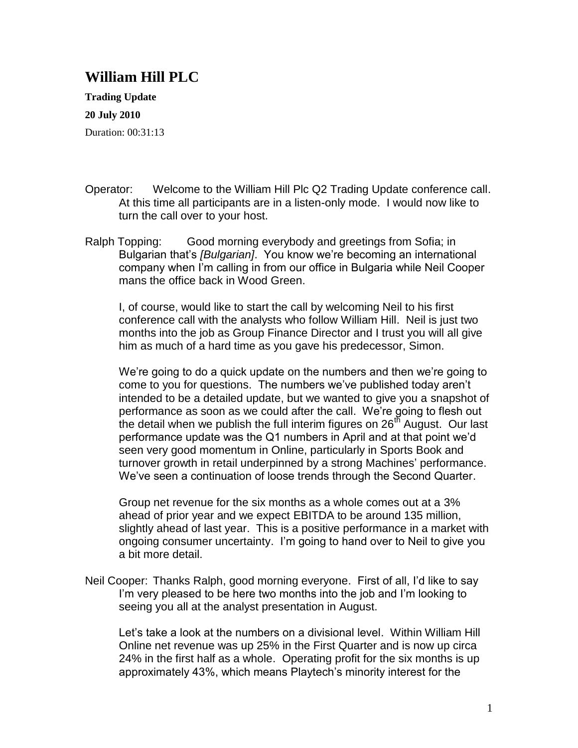# William Hill PLC

**Trading Update**

**20 July 2010**

Duration: 00:31:13

Operator: Welcome to the William Hill Plc Q2 Trading Update conference call. At this time all participants are in a listen-only mode. I would now like to turn the call over to your host.

Ralph Topping: Good morning everybody and greetings from Sofia; in Bulgarian that's *[Bulgarian]*. You know we're becoming an international company when I'm calling in from our office in Bulgaria while Neil Cooper mans the office back in Wood Green.

I, of course, would like to start the call by welcoming Neil to his first conference call with the analysts who follow William Hill. Neil is just two months into the job as Group Finance Director and I trust you will all give him as much of a hard time as you gave his predecessor, Simon.

We're going to do a quick update on the numbers and then we're going to come to you for questions. The numbers we've published today aren't intended to be a detailed update, but we wanted to give you a snapshot of performance as soon as we could after the call. We're going to flesh out the detail when we publish the full interim figures on 26th August. Our last performance update was the Q1 numbers in April and at that point we'd seen very good momentum in Online, particularly in Sports Book and turnover growth in retail underpinned by a strong Machines' performance. We've seen a continuation of loose trends through the Second Quarter.

Group net revenue for the six months as a whole comes out at a 3% ahead of prior year and we expect EBITDA to be around 135 million, slightly ahead of last year. This is a positive performance in a market with ongoing consumer uncertainty. I'm going to hand over to Neil to give you a bit more detail.

Neil Cooper: Thanks Ralph, good morning everyone. First of all, I'd like to say I'm very pleased to be here two months into the job and I'm looking to seeing you all at the analyst presentation in August.

Let's take a look at the numbers on a divisional level. Within William Hill Online net revenue was up 25% in the First Quarter and is now up circa 24% in the first half as a whole. Operating profit for the six months is up approximately 43%, which means Playtech's minority interest for the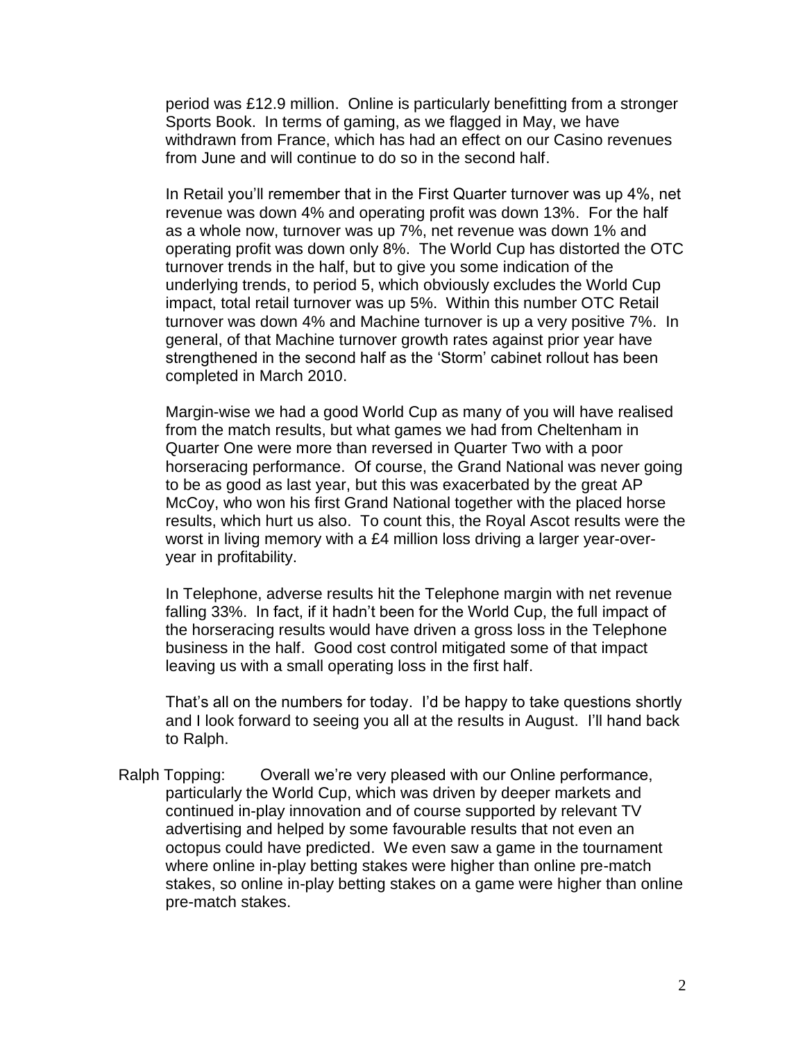period was £12.9 million. Online is particularly benefitting from a stronger Sports Book. In terms of gaming, as we flagged in May, we have withdrawn from France, which has had an effect on our Casino revenues from June and will continue to do so in the second half.

In Retail you'll remember that in the First Quarter turnover was up 4%, net revenue was down 4% and operating profit was down 13%. For the half as a whole now, turnover was up 7%, net revenue was down 1% and operating profit was down only 8%. The World Cup has distorted the OTC turnover trends in the half, but to give you some indication of the underlying trends, to period 5, which obviously excludes the World Cup impact, total retail turnover was up 5%. Within this number OTC Retail turnover was down 4% and Machine turnover is up a very positive 7%. In general, of that Machine turnover growth rates against prior year have strengthened in the second half as the 'Storm' cabinet rollout has been completed in March 2010.

Margin-wise we had a good World Cup as many of you will have realised from the match results, but what games we had from Cheltenham in Quarter One were more than reversed in Quarter Two with a poor horseracing performance. Of course, the Grand National was never going to be as good as last year, but this was exacerbated by the great AP McCoy, who won his first Grand National together with the placed horse results, which hurt us also. To count this, the Royal Ascot results were the worst in living memory with a £4 million loss driving a larger year-over-year in profitability.

In Telephone, adverse results hit the Telephone margin with net revenue falling 33%. In fact, if it hadn't been for the World Cup, the full impact of the horseracing results would have driven a gross loss in the Telephone business in the half. Good cost control mitigated some of that impact leaving us with a small operating loss in the first half.

That's all on the numbers for today. I'd be happy to take questions shortly and I look forward to seeing you all at the results in August. I'll hand back to Ralph.

Ralph Topping: Overall we're very pleased with our Online performance, particularly the World Cup, which was driven by deeper markets and continued in-play innovation and of course supported by relevant TV advertising and helped by some favourable results that not even an octopus could have predicted. We even saw a game in the tournament where online in-play betting stakes were higher than online pre-match stakes, so online in-play betting stakes on a game were higher than online pre-match stakes.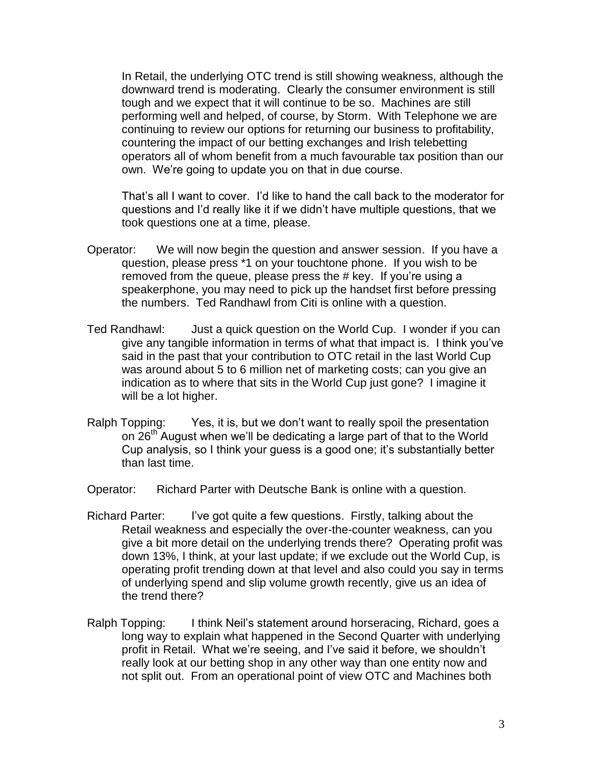In Retail, the underlying OTC trend is still showing weakness, although the downward trend is moderating. Clearly the consumer environment is still tough and we expect that it will continue to be so. Machines are still performing well and helped, of course, by Storm. With Telephone we are continuing to review our options for returning our business to profitability, countering the impact of our betting exchanges and Irish telebetting operators all of whom benefit from a much favourable tax position than our own. We're going to update you on that in due course.

That's all I want to cover. I'd like to hand the call back to the moderator for questions and I'd really like it if we didn't have multiple questions, that we took questions one at a time, please.

Operator: We will now begin the question and answer session. If you have a question, please press *1 on your touchtone phone. If you wish to be removed from the queue, please press the # key. If you're using a speakerphone, you may need to pick up the handset first before pressing the numbers. Ted Randhawl from Citi is online with a question.

Ted Randhawl: Just a quick question on the World Cup. I wonder if you can give any tangible information in terms of what that impact is. I think you've said in the past that your contribution to OTC retail in the last World Cup was around about 5 to 6 million net of marketing costs; can you give an indication as to where that sits in the World Cup just gone? I imagine it will be a lot higher.

Ralph Topping: Yes, it is, but we don't want to really spoil the presentation on 26th August when we'll be dedicating a large part of that to the World Cup analysis, so I think your guess is a good one; it's substantially better than last time.

Operator: Richard Parter with Deutsche Bank is online with a question.

Richard Parter: I've got quite a few questions. Firstly, talking about the Retail weakness and especially the over-the-counter weakness, can you give a bit more detail on the underlying trends there? Operating profit was down 13%, I think, at your last update; if we exclude out the World Cup, is operating profit trending down at that level and also could you say in terms of underlying spend and slip volume growth recently, give us an idea of the trend there?

Ralph Topping: I think Neil's statement around horseracing, Richard, goes a long way to explain what happened in the Second Quarter with underlying profit in Retail. What we're seeing, and I've said it before, we shouldn't really look at our betting shop in any other way than one entity now and not split out. From an operational point of view OTC and Machines both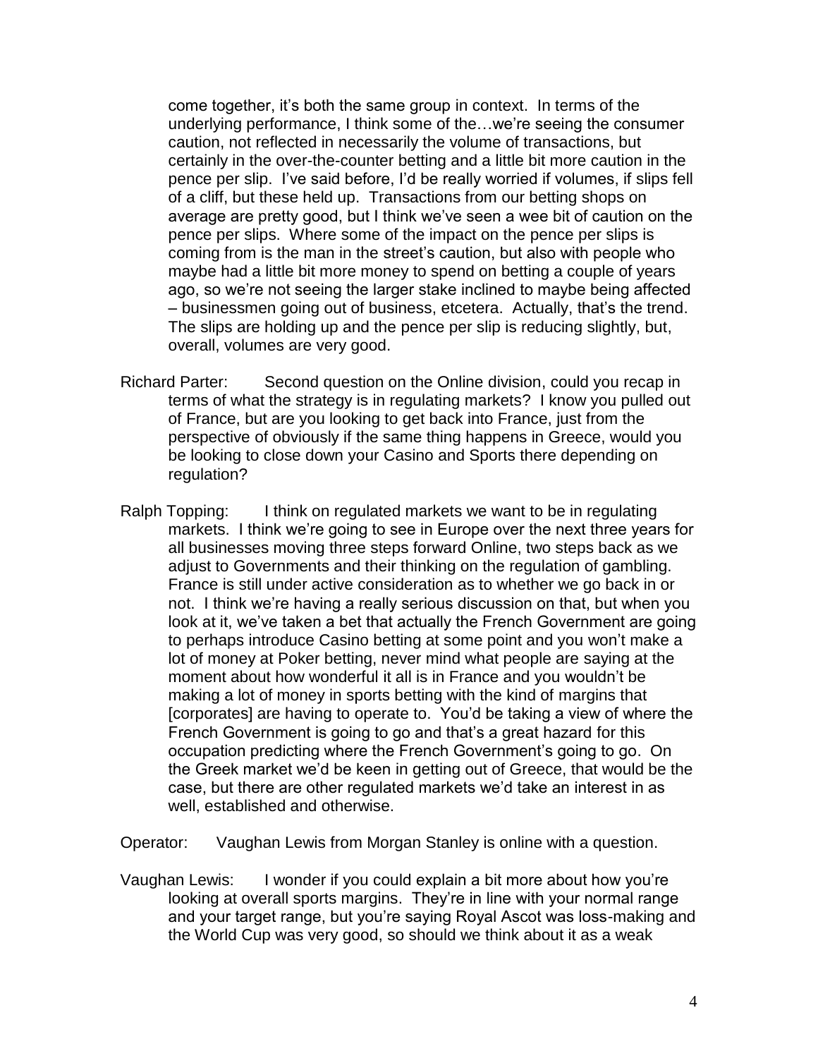come together, it's both the same group in context. In terms of the underlying performance, I think some of the…we're seeing the consumer caution, not reflected in necessarily the volume of transactions, but certainly in the over-the-counter betting and a little bit more caution in the pence per slip. I've said before, I'd be really worried if volumes, if slips fell of a cliff, but these held up. Transactions from our betting shops on average are pretty good, but I think we've seen a wee bit of caution on the pence per slips. Where some of the impact on the pence per slips is coming from is the man in the street's caution, but also with people who maybe had a little bit more money to spend on betting a couple of years ago, so we're not seeing the larger stake inclined to maybe being affected – businessmen going out of business, etcetera. Actually, that's the trend. The slips are holding up and the pence per slip is reducing slightly, but, overall, volumes are very good.

Richard Parter: Second question on the Online division, could you recap in terms of what the strategy is in regulating markets? I know you pulled out of France, but are you looking to get back into France, just from the perspective of obviously if the same thing happens in Greece, would you be looking to close down your Casino and Sports there depending on regulation?

Ralph Topping: I think on regulated markets we want to be in regulating markets. I think we're going to see in Europe over the next three years for all businesses moving three steps forward Online, two steps back as we adjust to Governments and their thinking on the regulation of gambling. France is still under active consideration as to whether we go back in or not. I think we're having a really serious discussion on that, but when you look at it, we've taken a bet that actually the French Government are going to perhaps introduce Casino betting at some point and you won't make a lot of money at Poker betting, never mind what people are saying at the moment about how wonderful it all is in France and you wouldn't be making a lot of money in sports betting with the kind of margins that [corporates] are having to operate to. You'd be taking a view of where the French Government is going to go and that's a great hazard for this occupation predicting where the French Government's going to go. On the Greek market we'd be keen in getting out of Greece, that would be the case, but there are other regulated markets we'd take an interest in as well, established and otherwise.

Operator: Vaughan Lewis from Morgan Stanley is online with a question.

Vaughan Lewis: I wonder if you could explain a bit more about how you're looking at overall sports margins. They're in line with your normal range and your target range, but you're saying Royal Ascot was loss-making and the World Cup was very good, so should we think about it as a weak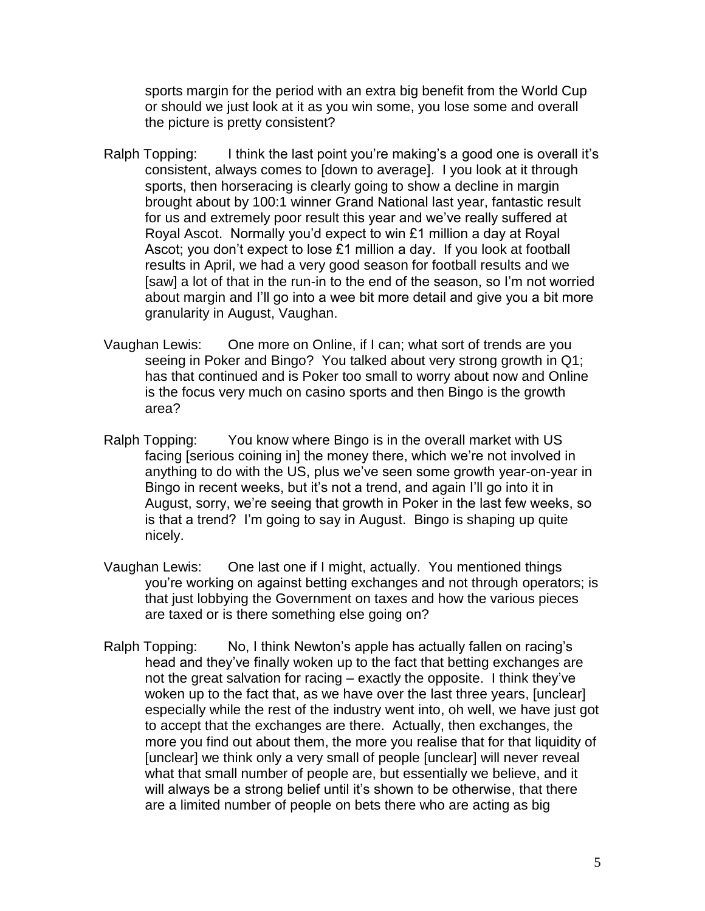sports margin for the period with an extra big benefit from the World Cup or should we just look at it as you win some, you lose some and overall the picture is pretty consistent?

Ralph Topping: I think the last point you're making's a good one is overall it's consistent, always comes to [down to average]. I you look at it through sports, then horseracing is clearly going to show a decline in margin brought about by 100:1 winner Grand National last year, fantastic result for us and extremely poor result this year and we've really suffered at Royal Ascot. Normally you'd expect to win £1 million a day at Royal Ascot; you don't expect to lose £1 million a day. If you look at football results in April, we had a very good season for football results and we [saw] a lot of that in the run-in to the end of the season, so I'm not worried about margin and I'll go into a wee bit more detail and give you a bit more granularity in August, Vaughan.

Vaughan Lewis: One more on Online, if I can; what sort of trends are you seeing in Poker and Bingo? You talked about very strong growth in Q1; has that continued and is Poker too small to worry about now and Online is the focus very much on casino sports and then Bingo is the growth area?

Ralph Topping: You know where Bingo is in the overall market with US facing [serious coining in] the money there, which we're not involved in anything to do with the US, plus we've seen some growth year-on-year in Bingo in recent weeks, but it's not a trend, and again I'll go into it in August, sorry, we're seeing that growth in Poker in the last few weeks, so is that a trend? I'm going to say in August. Bingo is shaping up quite nicely.

Vaughan Lewis: One last one if I might, actually. You mentioned things you're working on against betting exchanges and not through operators; is that just lobbying the Government on taxes and how the various pieces are taxed or is there something else going on?

Ralph Topping: No, I think Newton's apple has actually fallen on racing's head and they've finally woken up to the fact that betting exchanges are not the great salvation for racing – exactly the opposite. I think they've woken up to the fact that, as we have over the last three years, [unclear] especially while the rest of the industry went into, oh well, we have just got to accept that the exchanges are there. Actually, then exchanges, the more you find out about them, the more you realise that for that liquidity of [unclear] we think only a very small of people [unclear] will never reveal what that small number of people are, but essentially we believe, and it will always be a strong belief until it's shown to be otherwise, that there are a limited number of people on bets there who are acting as big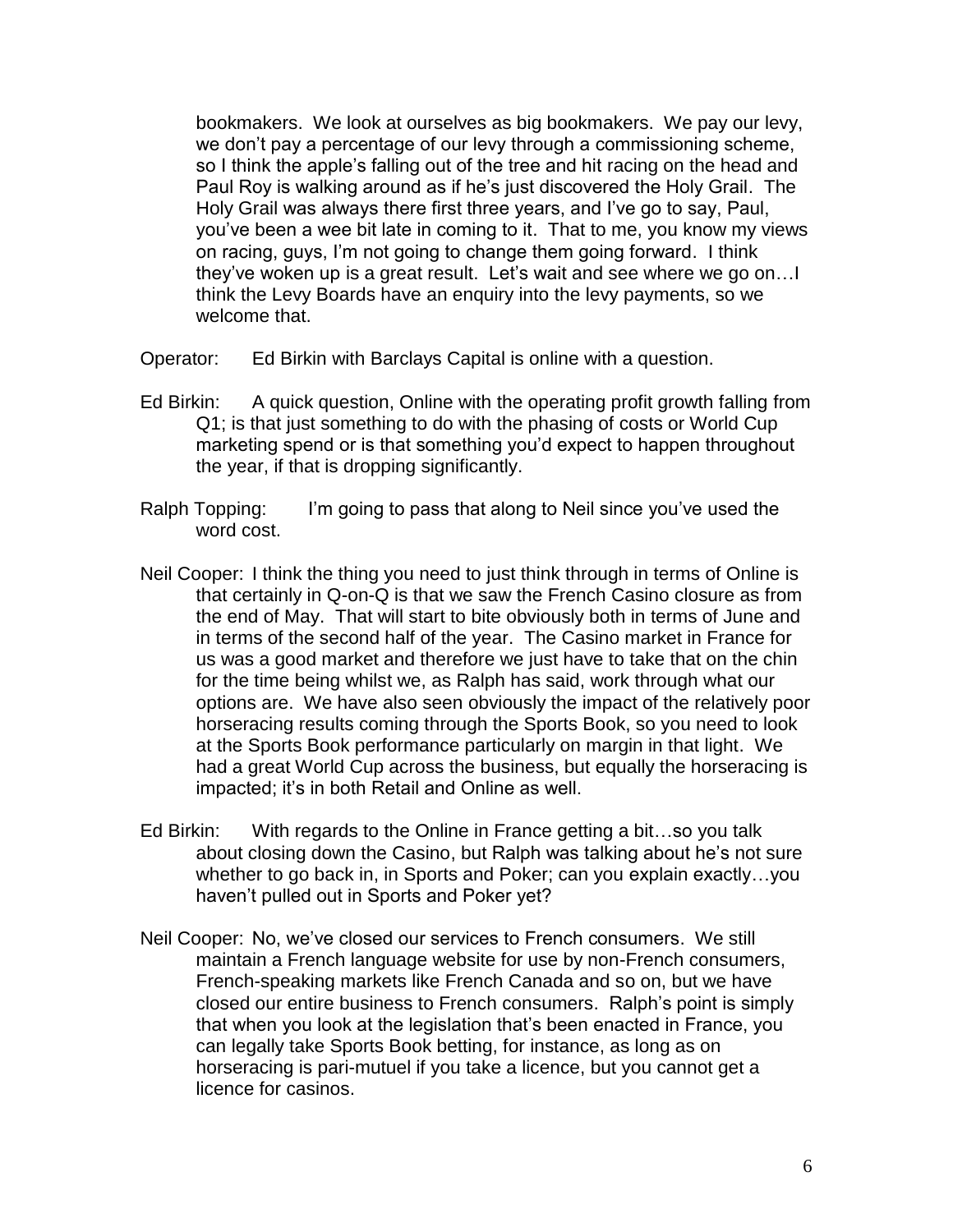bookmakers. We look at ourselves as big bookmakers. We pay our levy, we don't pay a percentage of our levy through a commissioning scheme, so I think the apple's falling out of the tree and hit racing on the head and Paul Roy is walking around as if he's just discovered the Holy Grail. The Holy Grail was always there first three years, and I've go to say, Paul, you've been a wee bit late in coming to it. That to me, you know my views on racing, guys, I'm not going to change them going forward. I think they've woken up is a great result. Let's wait and see where we go on…I think the Levy Boards have an enquiry into the levy payments, so we welcome that.

Operator: Ed Birkin with Barclays Capital is online with a question.

Ed Birkin: A quick question, Online with the operating profit growth falling from Q1; is that just something to do with the phasing of costs or World Cup marketing spend or is that something you'd expect to happen throughout the year, if that is dropping significantly.

Ralph Topping: I'm going to pass that along to Neil since you've used the word cost.

Neil Cooper: I think the thing you need to just think through in terms of Online is that certainly in Q-on-Q is that we saw the French Casino closure as from the end of May. That will start to bite obviously both in terms of June and in terms of the second half of the year. The Casino market in France for us was a good market and therefore we just have to take that on the chin for the time being whilst we, as Ralph has said, work through what our options are. We have also seen obviously the impact of the relatively poor horseracing results coming through the Sports Book, so you need to look at the Sports Book performance particularly on margin in that light. We had a great World Cup across the business, but equally the horseracing is impacted; it's in both Retail and Online as well.

Ed Birkin: With regards to the Online in France getting a bit…so you talk about closing down the Casino, but Ralph was talking about he's not sure whether to go back in, in Sports and Poker; can you explain exactly…you haven't pulled out in Sports and Poker yet?

Neil Cooper: No, we've closed our services to French consumers. We still maintain a French language website for use by non-French consumers, French-speaking markets like French Canada and so on, but we have closed our entire business to French consumers. Ralph's point is simply that when you look at the legislation that's been enacted in France, you can legally take Sports Book betting, for instance, as long as on horseracing is pari-mutuel if you take a licence, but you cannot get a licence for casinos.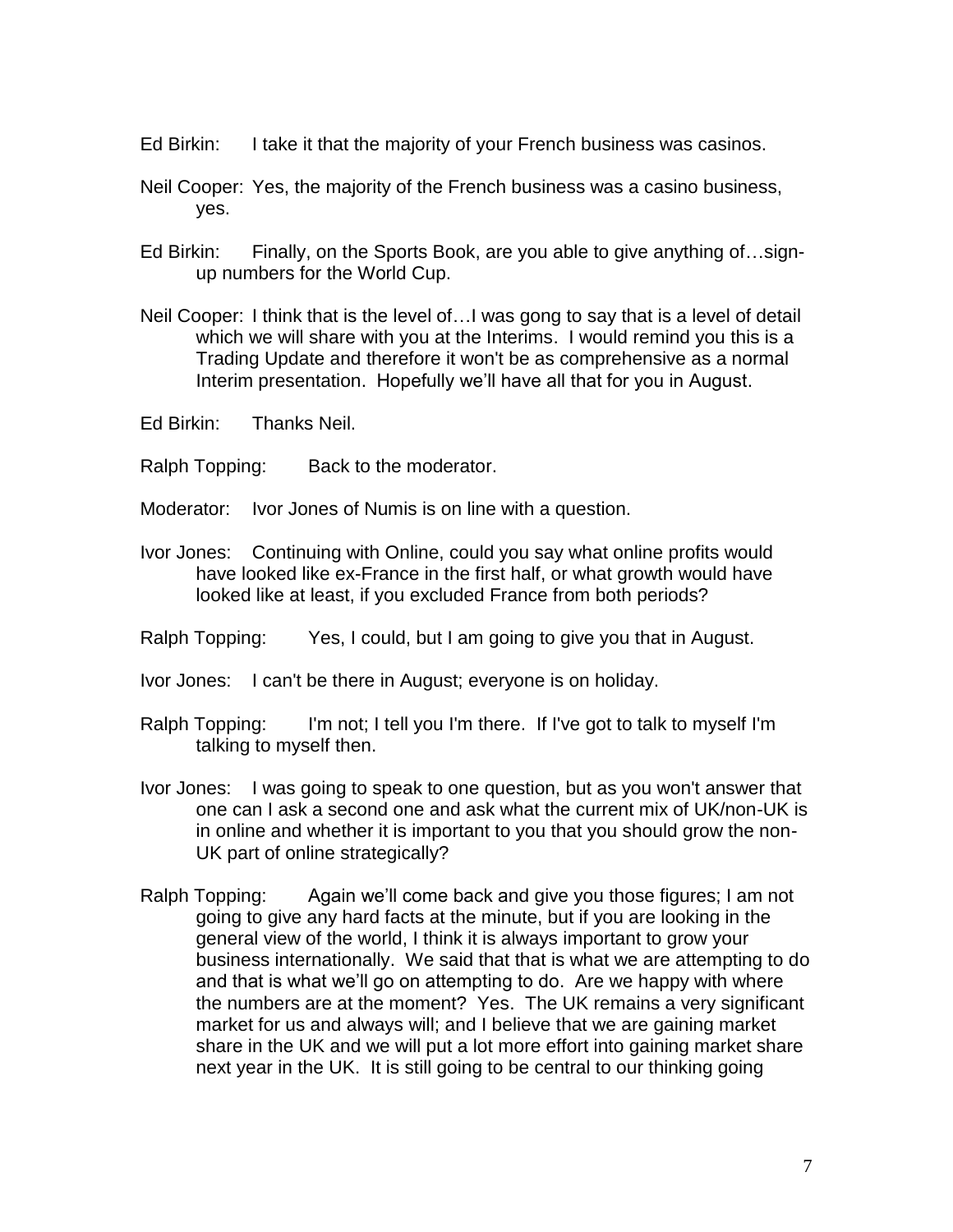Ed Birkin: I take it that the majority of your French business was casinos.

Neil Cooper: Yes, the majority of the French business was a casino business, yes.

Ed Birkin: Finally, on the Sports Book, are you able to give anything of…sign-up numbers for the World Cup.

Neil Cooper: I think that is the level of…I was gong to say that is a level of detail which we will share with you at the Interims. I would remind you this is a Trading Update and therefore it won't be as comprehensive as a normal Interim presentation. Hopefully we'll have all that for you in August.

Ed Birkin: Thanks Neil.

Ralph Topping: Back to the moderator.

Moderator: Ivor Jones of Numis is on line with a question.

Ivor Jones: Continuing with Online, could you say what online profits would have looked like ex-France in the first half, or what growth would have looked like at least, if you excluded France from both periods?

Ralph Topping: Yes, I could, but I am going to give you that in August.

Ivor Jones: I can't be there in August; everyone is on holiday.

Ralph Topping: I'm not; I tell you I'm there. If I've got to talk to myself I'm talking to myself then.

Ivor Jones: I was going to speak to one question, but as you won't answer that one can I ask a second one and ask what the current mix of UK/non-UK is in online and whether it is important to you that you should grow the non-UK part of online strategically?

Ralph Topping: Again we'll come back and give you those figures; I am not going to give any hard facts at the minute, but if you are looking in the general view of the world, I think it is always important to grow your business internationally. We said that that is what we are attempting to do and that is what we'll go on attempting to do. Are we happy with where the numbers are at the moment? Yes. The UK remains a very significant market for us and always will; and I believe that we are gaining market share in the UK and we will put a lot more effort into gaining market share next year in the UK. It is still going to be central to our thinking going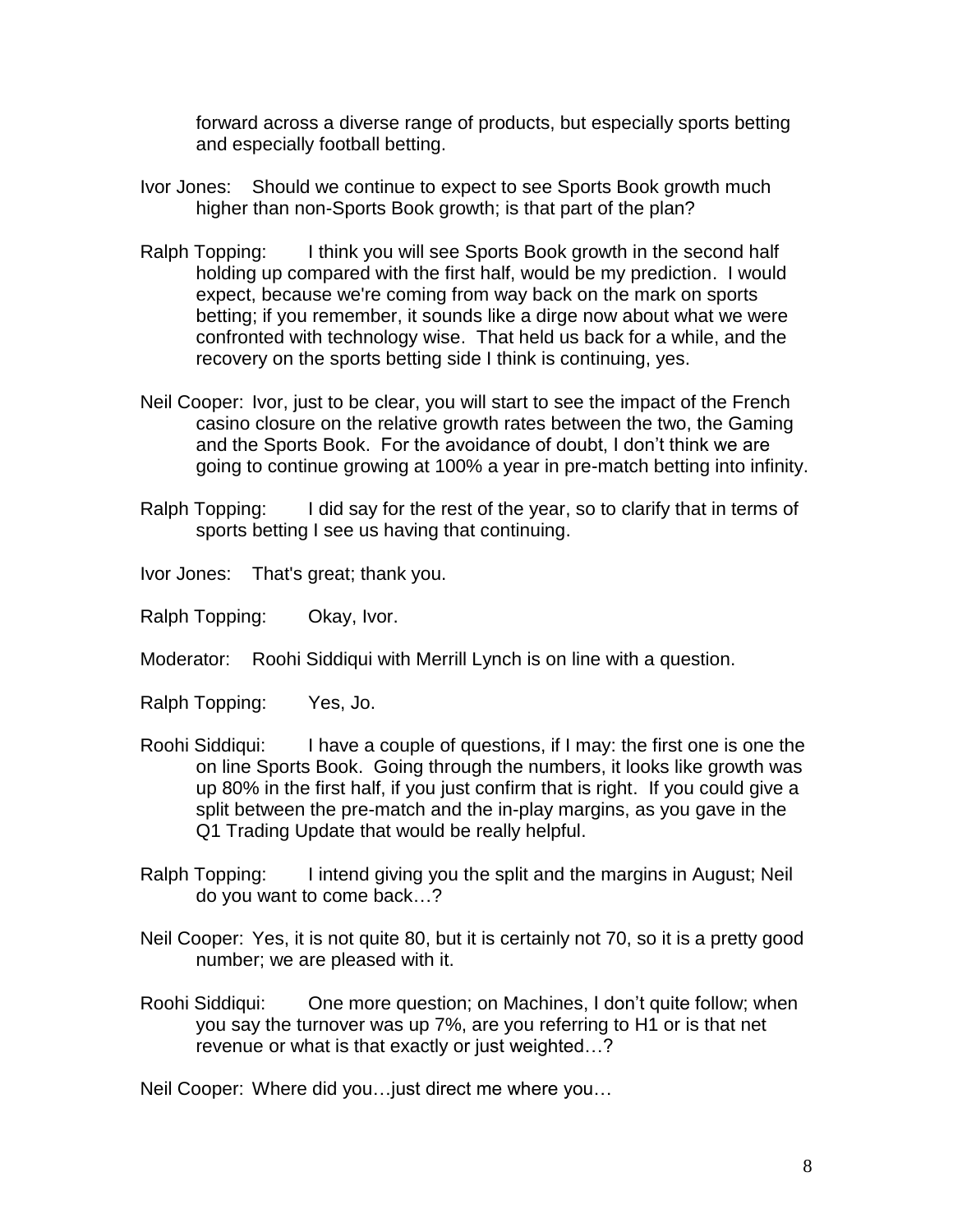forward across a diverse range of products, but especially sports betting and especially football betting.

Ivor Jones: Should we continue to expect to see Sports Book growth much higher than non-Sports Book growth; is that part of the plan?

Ralph Topping: I think you will see Sports Book growth in the second half holding up compared with the first half, would be my prediction. I would expect, because we're coming from way back on the mark on sports betting; if you remember, it sounds like a dirge now about what we were confronted with technology wise. That held us back for a while, and the recovery on the sports betting side I think is continuing, yes.

Neil Cooper: Ivor, just to be clear, you will start to see the impact of the French casino closure on the relative growth rates between the two, the Gaming and the Sports Book. For the avoidance of doubt, I don't think we are going to continue growing at 100% a year in pre-match betting into infinity.

Ralph Topping: I did say for the rest of the year, so to clarify that in terms of sports betting I see us having that continuing.

Ivor Jones: That's great; thank you.

Ralph Topping: Okay, Ivor.

Moderator: Roohi Siddiqui with Merrill Lynch is on line with a question.

Ralph Topping: Yes, Jo.

Roohi Siddiqui: I have a couple of questions, if I may: the first one is one the on line Sports Book. Going through the numbers, it looks like growth was up 80% in the first half, if you just confirm that is right. If you could give a split between the pre-match and the in-play margins, as you gave in the Q1 Trading Update that would be really helpful.

Ralph Topping: I intend giving you the split and the margins in August; Neil do you want to come back…?

Neil Cooper: Yes, it is not quite 80, but it is certainly not 70, so it is a pretty good number; we are pleased with it.

Roohi Siddiqui: One more question; on Machines, I don't quite follow; when you say the turnover was up 7%, are you referring to H1 or is that net revenue or what is that exactly or just weighted…?

Neil Cooper: Where did you…just direct me where you…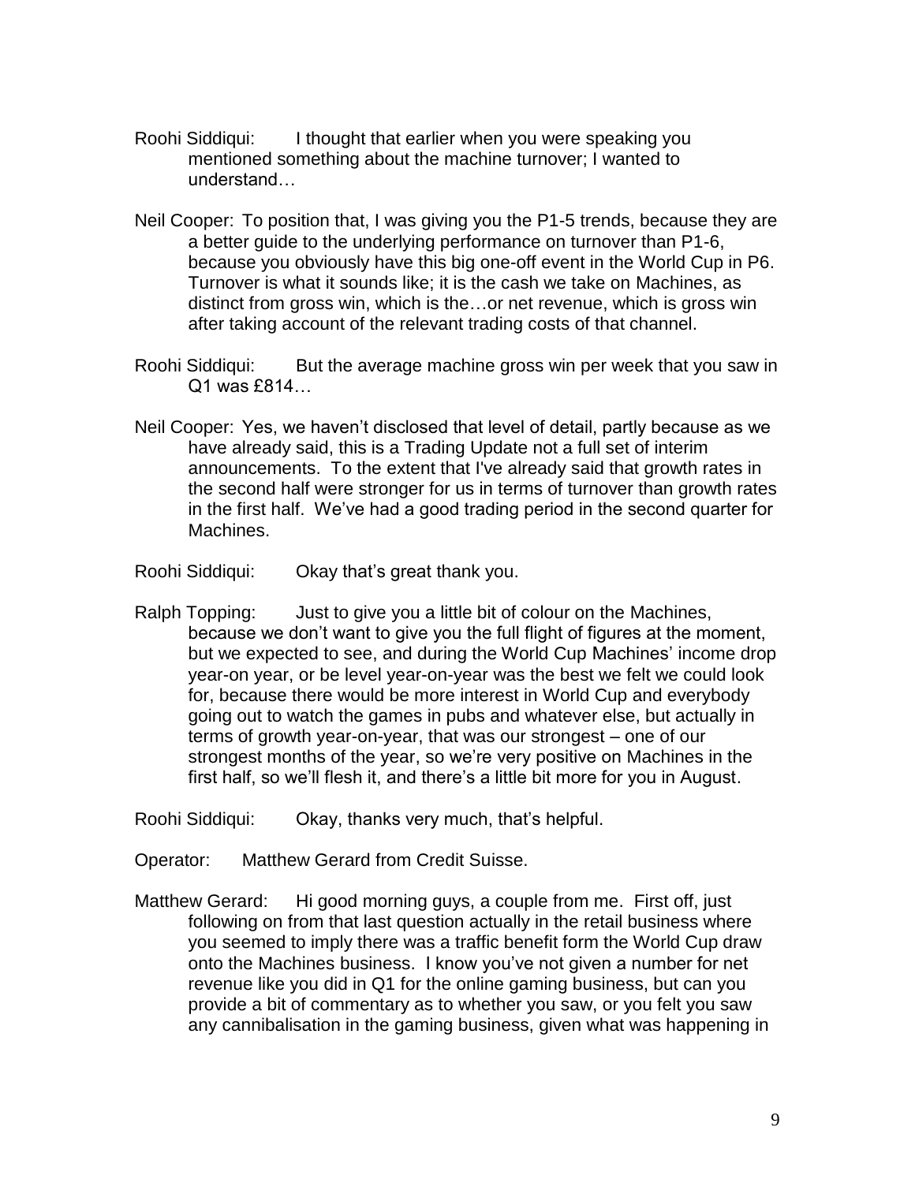Roohi Siddiqui: I thought that earlier when you were speaking you mentioned something about the machine turnover; I wanted to understand…

Neil Cooper: To position that, I was giving you the P1-5 trends, because they are a better guide to the underlying performance on turnover than P1-6, because you obviously have this big one-off event in the World Cup in P6. Turnover is what it sounds like; it is the cash we take on Machines, as distinct from gross win, which is the…or net revenue, which is gross win after taking account of the relevant trading costs of that channel.

Roohi Siddiqui: But the average machine gross win per week that you saw in Q1 was £814…

Neil Cooper: Yes, we haven't disclosed that level of detail, partly because as we have already said, this is a Trading Update not a full set of interim announcements. To the extent that I've already said that growth rates in the second half were stronger for us in terms of turnover than growth rates in the first half. We've had a good trading period in the second quarter for Machines.

Roohi Siddiqui: Okay that's great thank you.

Ralph Topping: Just to give you a little bit of colour on the Machines, because we don't want to give you the full flight of figures at the moment, but we expected to see, and during the World Cup Machines' income drop year-on year, or be level year-on-year was the best we felt we could look for, because there would be more interest in World Cup and everybody going out to watch the games in pubs and whatever else, but actually in terms of growth year-on-year, that was our strongest – one of our strongest months of the year, so we're very positive on Machines in the first half, so we'll flesh it, and there's a little bit more for you in August.

Roohi Siddiqui: Okay, thanks very much, that's helpful.

Operator: Matthew Gerard from Credit Suisse.

Matthew Gerard: Hi good morning guys, a couple from me. First off, just following on from that last question actually in the retail business where you seemed to imply there was a traffic benefit form the World Cup draw onto the Machines business. I know you've not given a number for net revenue like you did in Q1 for the online gaming business, but can you provide a bit of commentary as to whether you saw, or you felt you saw any cannibalisation in the gaming business, given what was happening in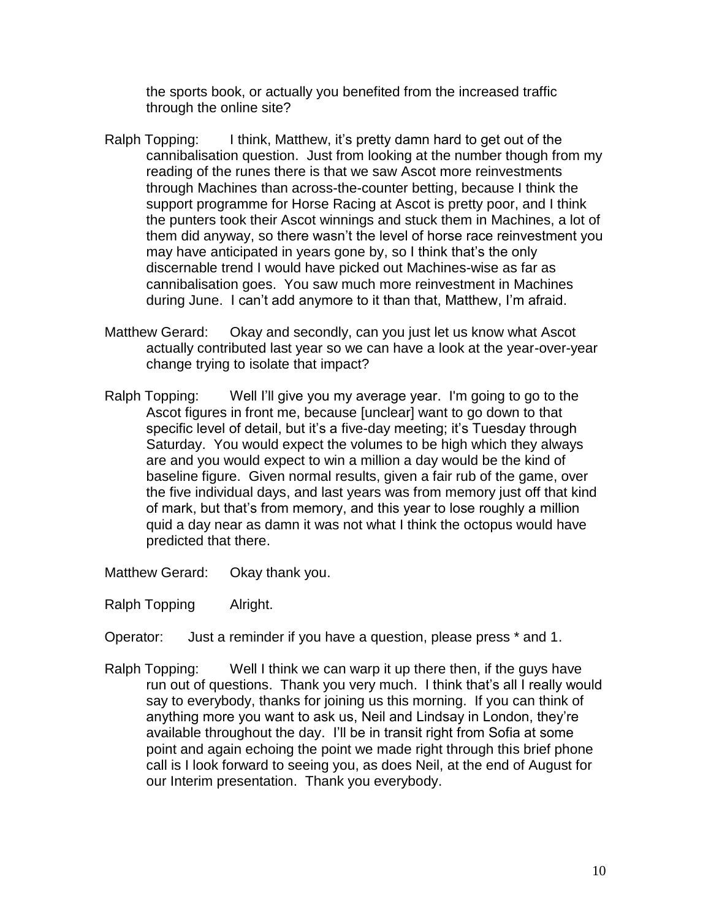the sports book, or actually you benefited from the increased traffic through the online site?

Ralph Topping: I think, Matthew, it's pretty damn hard to get out of the cannibalisation question. Just from looking at the number though from my reading of the runes there is that we saw Ascot more reinvestments through Machines than across-the-counter betting, because I think the support programme for Horse Racing at Ascot is pretty poor, and I think the punters took their Ascot winnings and stuck them in Machines, a lot of them did anyway, so there wasn't the level of horse race reinvestment you may have anticipated in years gone by, so I think that's the only discernable trend I would have picked out Machines-wise as far as cannibalisation goes. You saw much more reinvestment in Machines during June. I can't add anymore to it than that, Matthew, I'm afraid.

Matthew Gerard: Okay and secondly, can you just let us know what Ascot actually contributed last year so we can have a look at the year-over-year change trying to isolate that impact?

Ralph Topping: Well I'll give you my average year. I'm going to go to the Ascot figures in front me, because [unclear] want to go down to that specific level of detail, but it's a five-day meeting; it's Tuesday through Saturday. You would expect the volumes to be high which they always are and you would expect to win a million a day would be the kind of baseline figure. Given normal results, given a fair rub of the game, over the five individual days, and last years was from memory just off that kind of mark, but that's from memory, and this year to lose roughly a million quid a day near as damn it was not what I think the octopus would have predicted that there.

Matthew Gerard: Okay thank you.

Ralph Topping Alright.

Operator: Just a reminder if you have a question, please press * and 1.

Ralph Topping: Well I think we can warp it up there then, if the guys have run out of questions. Thank you very much. I think that's all I really would say to everybody, thanks for joining us this morning. If you can think of anything more you want to ask us, Neil and Lindsay in London, they're available throughout the day. I'll be in transit right from Sofia at some point and again echoing the point we made right through this brief phone call is I look forward to seeing you, as does Neil, at the end of August for our Interim presentation. Thank you everybody.